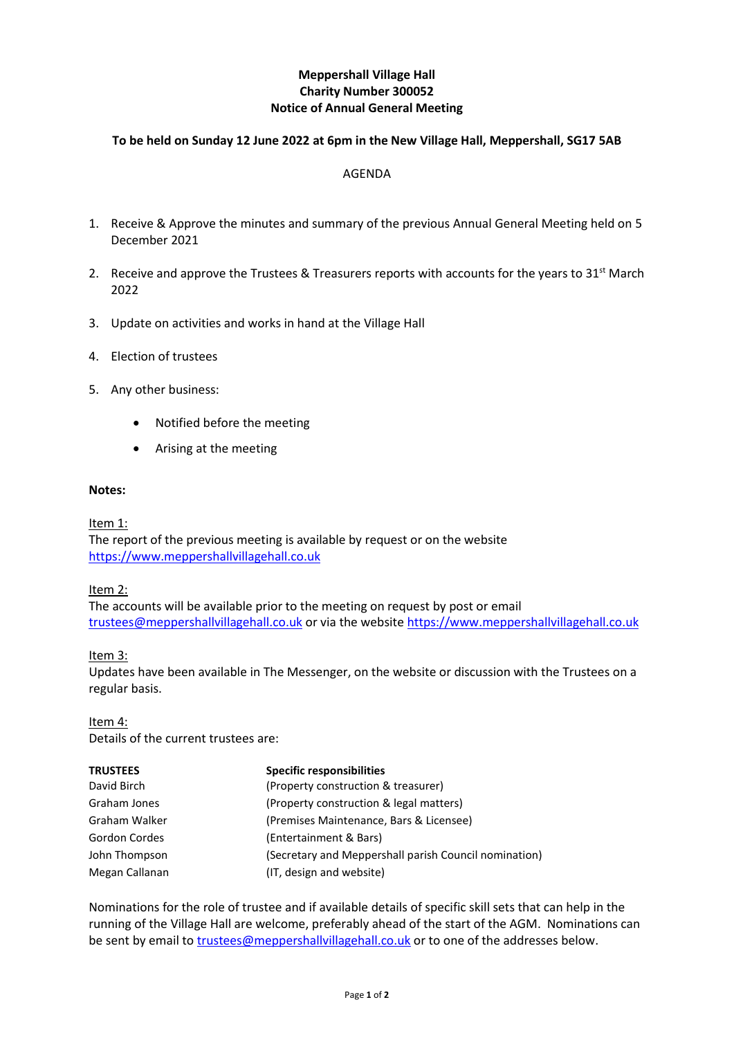**Meppershall Village Hall**
**Charity Number 300052**
**Notice of Annual General Meeting**

**To be held on Sunday 12 June 2022 at 6pm in the New Village Hall, Meppershall, SG17 5AB**

AGENDA

1. Receive & Approve the minutes and summary of the previous Annual General Meeting held on 5 December 2021
2. Receive and approve the Trustees & Treasurers reports with accounts for the years to 31st March 2022
3. Update on activities and works in hand at the Village Hall
4. Election of trustees
5. Any other business:
   - Notified before the meeting
   - Arising at the meeting

**Notes:**

Item 1:
The report of the previous meeting is available by request or on the website https://www.meppershallvillagehall.co.uk

Item 2:
The accounts will be available prior to the meeting on request by post or email trustees@meppershallvillagehall.co.uk or via the website https://www.meppershallvillagehall.co.uk

Item 3:
Updates have been available in The Messenger, on the website or discussion with the Trustees on a regular basis.

Item 4:
Details of the current trustees are:

| **TRUSTEES** | **Specific responsibilities** |
|---|---|
| David Birch | (Property construction & treasurer) |
| Graham Jones | (Property construction & legal matters) |
| Graham Walker | (Premises Maintenance, Bars & Licensee) |
| Gordon Cordes | (Entertainment & Bars) |
| John Thompson | (Secretary and Meppershall parish Council nomination) |
| Megan Callanan | (IT, design and website) |

Nominations for the role of trustee and if available details of specific skill sets that can help in the running of the Village Hall are welcome, preferably ahead of the start of the AGM. Nominations can be sent by email to trustees@meppershallvillagehall.co.uk or to one of the addresses below.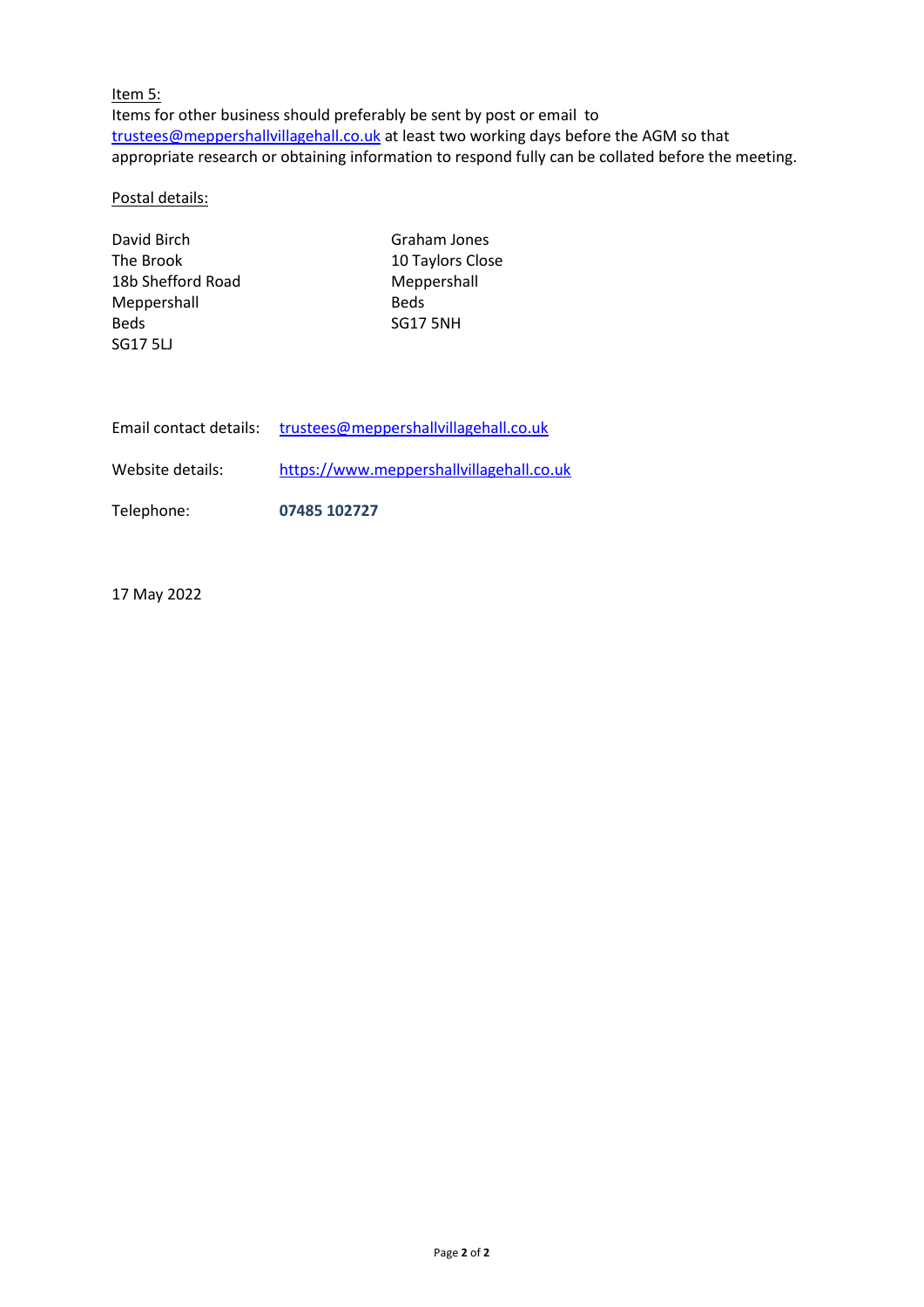Item 5:
Items for other business should preferably be sent by post or email to trustees@meppershallvillagehall.co.uk at least two working days before the AGM so that appropriate research or obtaining information to respond fully can be collated before the meeting.

Postal details:

David Birch
The Brook
18b Shefford Road
Meppershall
Beds
SG17 5LJ

Graham Jones
10 Taylors Close
Meppershall
Beds
SG17 5NH

| | |
|---|---|
| Email contact details: | trustees@meppershallvillagehall.co.uk |
| Website details: | https://www.meppershallvillagehall.co.uk |
| Telephone: | **07485 102727** |

17 May 2022